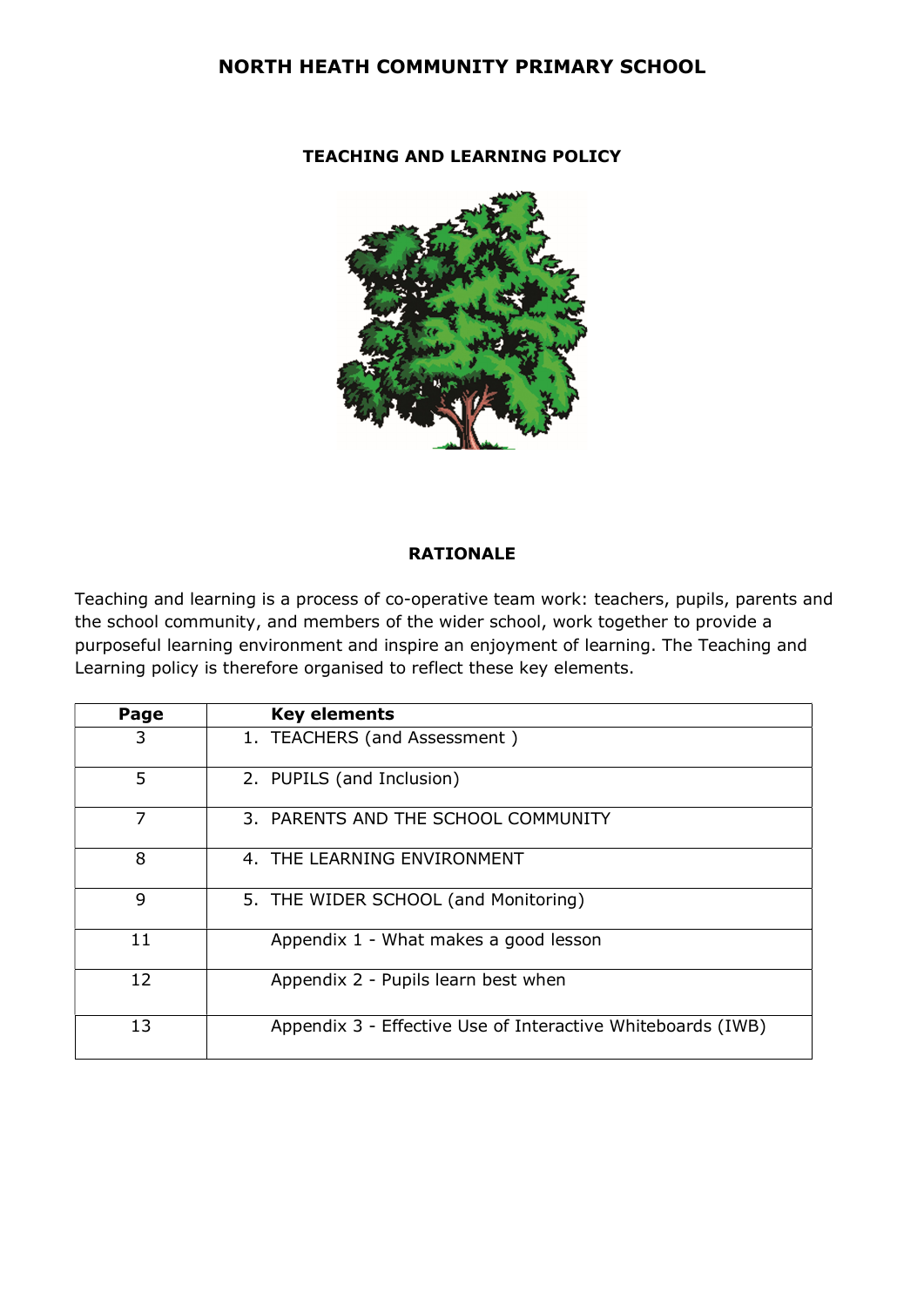# NORTH HEATH COMMUNITY PRIMARY SCHOOL

## TEACHING AND LEARNING POLICY

### RATIONALE

Teaching and learning is a process of co-operative team work: teachers, pupils, parents and the school community, and members of the wider school, work together to provide a purposeful learning environment and inspire an enjoyment of learning. The Teaching and Learning policy is therefore organised to reflect these key elements.

| Page | Key elements |
|---|---|
| 3 | 1. TEACHERS (and Assessment ) |
| 5 | 2. PUPILS (and Inclusion) |
| 7 | 3. PARENTS AND THE SCHOOL COMMUNITY |
| 8 | 4. THE LEARNING ENVIRONMENT |
| 9 | 5. THE WIDER SCHOOL (and Monitoring) |
| 11 | Appendix 1 - What makes a good lesson |
| 12 | Appendix 2 - Pupils learn best when |
| 13 | Appendix 3 - Effective Use of Interactive Whiteboards (IWB) |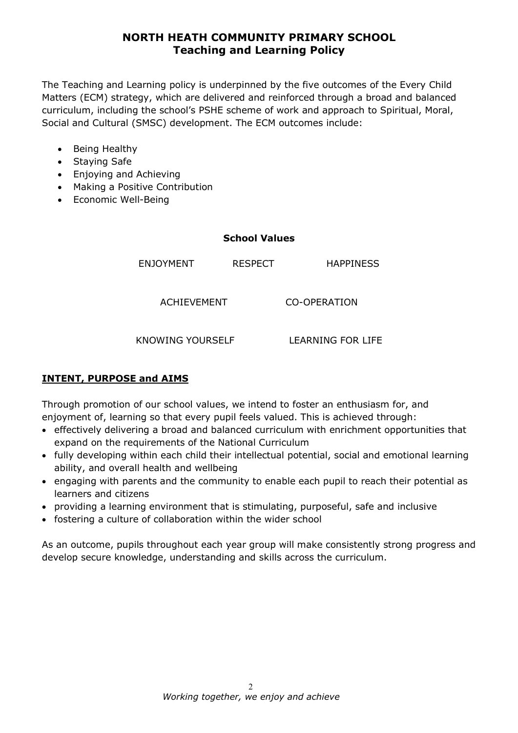# NORTH HEATH COMMUNITY PRIMARY SCHOOL
## Teaching and Learning Policy

The Teaching and Learning policy is underpinned by the five outcomes of the Every Child Matters (ECM) strategy, which are delivered and reinforced through a broad and balanced curriculum, including the school's PSHE scheme of work and approach to Spiritual, Moral, Social and Cultural (SMSC) development. The ECM outcomes include:

- Being Healthy
- Staying Safe
- Enjoying and Achieving
- Making a Positive Contribution
- Economic Well-Being

**School Values**

ENJOYMENT RESPECT HAPPINESS

ACHIEVEMENT CO-OPERATION

KNOWING YOURSELF LEARNING FOR LIFE

**INTENT, PURPOSE and AIMS**

Through promotion of our school values, we intend to foster an enthusiasm for, and enjoyment of, learning so that every pupil feels valued. This is achieved through:

- effectively delivering a broad and balanced curriculum with enrichment opportunities that expand on the requirements of the National Curriculum
- fully developing within each child their intellectual potential, social and emotional learning ability, and overall health and wellbeing
- engaging with parents and the community to enable each pupil to reach their potential as learners and citizens
- providing a learning environment that is stimulating, purposeful, safe and inclusive
- fostering a culture of collaboration within the wider school

As an outcome, pupils throughout each year group will make consistently strong progress and develop secure knowledge, understanding and skills across the curriculum.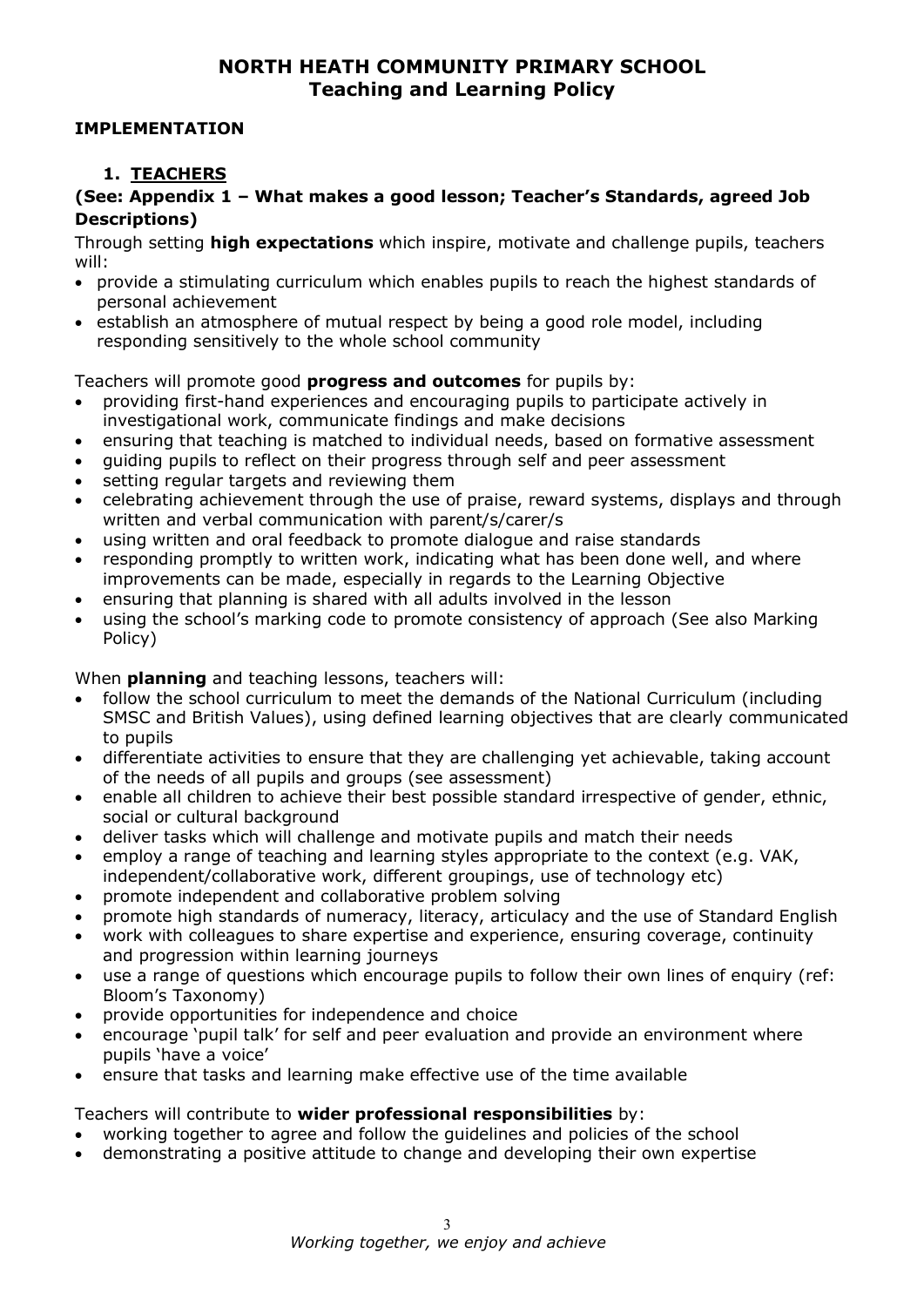# NORTH HEATH COMMUNITY PRIMARY SCHOOL
## Teaching and Learning Policy

### IMPLEMENTATION

#### 1. TEACHERS

**(See: Appendix 1 – What makes a good lesson; Teacher's Standards, agreed Job Descriptions)**

Through setting **high expectations** which inspire, motivate and challenge pupils, teachers will:

- provide a stimulating curriculum which enables pupils to reach the highest standards of personal achievement
- establish an atmosphere of mutual respect by being a good role model, including responding sensitively to the whole school community

Teachers will promote good **progress and outcomes** for pupils by:

- providing first-hand experiences and encouraging pupils to participate actively in investigational work, communicate findings and make decisions
- ensuring that teaching is matched to individual needs, based on formative assessment
- guiding pupils to reflect on their progress through self and peer assessment
- setting regular targets and reviewing them
- celebrating achievement through the use of praise, reward systems, displays and through written and verbal communication with parent/s/carer/s
- using written and oral feedback to promote dialogue and raise standards
- responding promptly to written work, indicating what has been done well, and where improvements can be made, especially in regards to the Learning Objective
- ensuring that planning is shared with all adults involved in the lesson
- using the school's marking code to promote consistency of approach (See also Marking Policy)

When **planning** and teaching lessons, teachers will:

- follow the school curriculum to meet the demands of the National Curriculum (including SMSC and British Values), using defined learning objectives that are clearly communicated to pupils
- differentiate activities to ensure that they are challenging yet achievable, taking account of the needs of all pupils and groups (see assessment)
- enable all children to achieve their best possible standard irrespective of gender, ethnic, social or cultural background
- deliver tasks which will challenge and motivate pupils and match their needs
- employ a range of teaching and learning styles appropriate to the context (e.g. VAK, independent/collaborative work, different groupings, use of technology etc)
- promote independent and collaborative problem solving
- promote high standards of numeracy, literacy, articulacy and the use of Standard English
- work with colleagues to share expertise and experience, ensuring coverage, continuity and progression within learning journeys
- use a range of questions which encourage pupils to follow their own lines of enquiry (ref: Bloom's Taxonomy)
- provide opportunities for independence and choice
- encourage 'pupil talk' for self and peer evaluation and provide an environment where pupils 'have a voice'
- ensure that tasks and learning make effective use of the time available

Teachers will contribute to **wider professional responsibilities** by:

- working together to agree and follow the guidelines and policies of the school
- demonstrating a positive attitude to change and developing their own expertise

*Working together, we enjoy and achieve*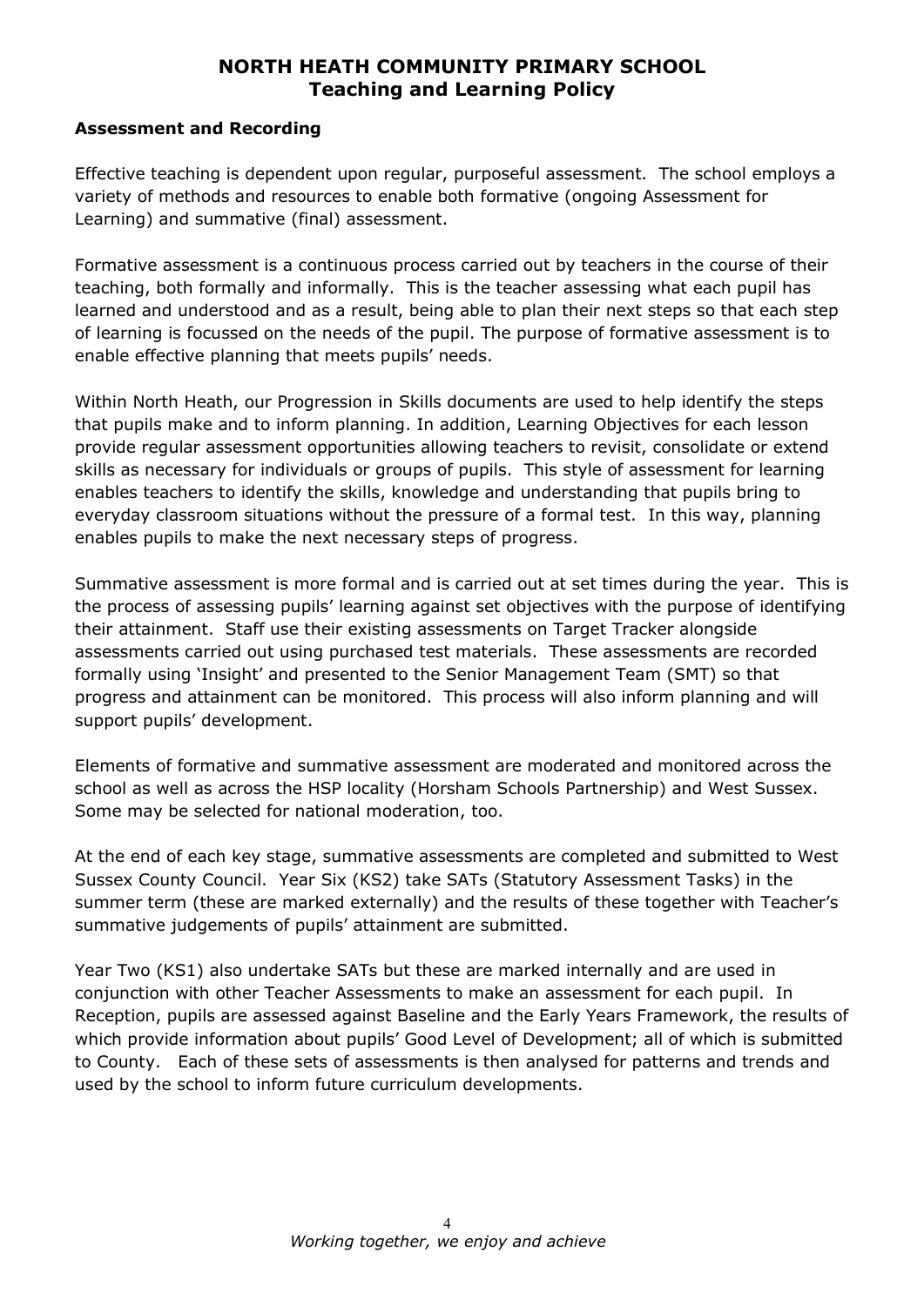# NORTH HEATH COMMUNITY PRIMARY SCHOOL
## Teaching and Learning Policy

### Assessment and Recording

Effective teaching is dependent upon regular, purposeful assessment. The school employs a variety of methods and resources to enable both formative (ongoing Assessment for Learning) and summative (final) assessment.

Formative assessment is a continuous process carried out by teachers in the course of their teaching, both formally and informally. This is the teacher assessing what each pupil has learned and understood and as a result, being able to plan their next steps so that each step of learning is focussed on the needs of the pupil. The purpose of formative assessment is to enable effective planning that meets pupils' needs.

Within North Heath, our Progression in Skills documents are used to help identify the steps that pupils make and to inform planning. In addition, Learning Objectives for each lesson provide regular assessment opportunities allowing teachers to revisit, consolidate or extend skills as necessary for individuals or groups of pupils. This style of assessment for learning enables teachers to identify the skills, knowledge and understanding that pupils bring to everyday classroom situations without the pressure of a formal test. In this way, planning enables pupils to make the next necessary steps of progress.

Summative assessment is more formal and is carried out at set times during the year. This is the process of assessing pupils' learning against set objectives with the purpose of identifying their attainment. Staff use their existing assessments on Target Tracker alongside assessments carried out using purchased test materials. These assessments are recorded formally using 'Insight' and presented to the Senior Management Team (SMT) so that progress and attainment can be monitored. This process will also inform planning and will support pupils' development.

Elements of formative and summative assessment are moderated and monitored across the school as well as across the HSP locality (Horsham Schools Partnership) and West Sussex. Some may be selected for national moderation, too.

At the end of each key stage, summative assessments are completed and submitted to West Sussex County Council. Year Six (KS2) take SATs (Statutory Assessment Tasks) in the summer term (these are marked externally) and the results of these together with Teacher's summative judgements of pupils' attainment are submitted.

Year Two (KS1) also undertake SATs but these are marked internally and are used in conjunction with other Teacher Assessments to make an assessment for each pupil. In Reception, pupils are assessed against Baseline and the Early Years Framework, the results of which provide information about pupils' Good Level of Development; all of which is submitted to County. Each of these sets of assessments is then analysed for patterns and trends and used by the school to inform future curriculum developments.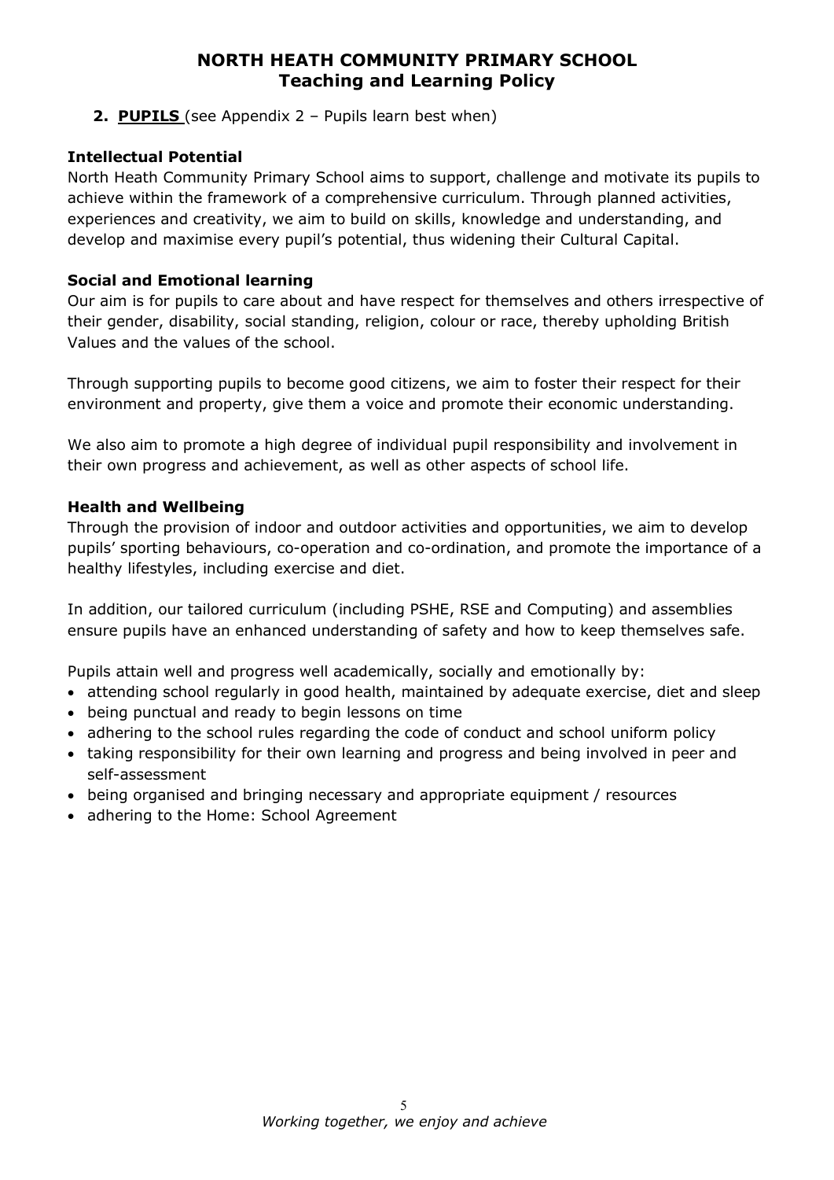**2. PUPILS** (see Appendix 2 – Pupils learn best when)

### Intellectual Potential

North Heath Community Primary School aims to support, challenge and motivate its pupils to achieve within the framework of a comprehensive curriculum. Through planned activities, experiences and creativity, we aim to build on skills, knowledge and understanding, and develop and maximise every pupil's potential, thus widening their Cultural Capital.

### Social and Emotional learning

Our aim is for pupils to care about and have respect for themselves and others irrespective of their gender, disability, social standing, religion, colour or race, thereby upholding British Values and the values of the school.

Through supporting pupils to become good citizens, we aim to foster their respect for their environment and property, give them a voice and promote their economic understanding.

We also aim to promote a high degree of individual pupil responsibility and involvement in their own progress and achievement, as well as other aspects of school life.

### Health and Wellbeing

Through the provision of indoor and outdoor activities and opportunities, we aim to develop pupils' sporting behaviours, co-operation and co-ordination, and promote the importance of a healthy lifestyles, including exercise and diet.

In addition, our tailored curriculum (including PSHE, RSE and Computing) and assemblies ensure pupils have an enhanced understanding of safety and how to keep themselves safe.

Pupils attain well and progress well academically, socially and emotionally by:

- attending school regularly in good health, maintained by adequate exercise, diet and sleep
- being punctual and ready to begin lessons on time
- adhering to the school rules regarding the code of conduct and school uniform policy
- taking responsibility for their own learning and progress and being involved in peer and self-assessment
- being organised and bringing necessary and appropriate equipment / resources
- adhering to the Home: School Agreement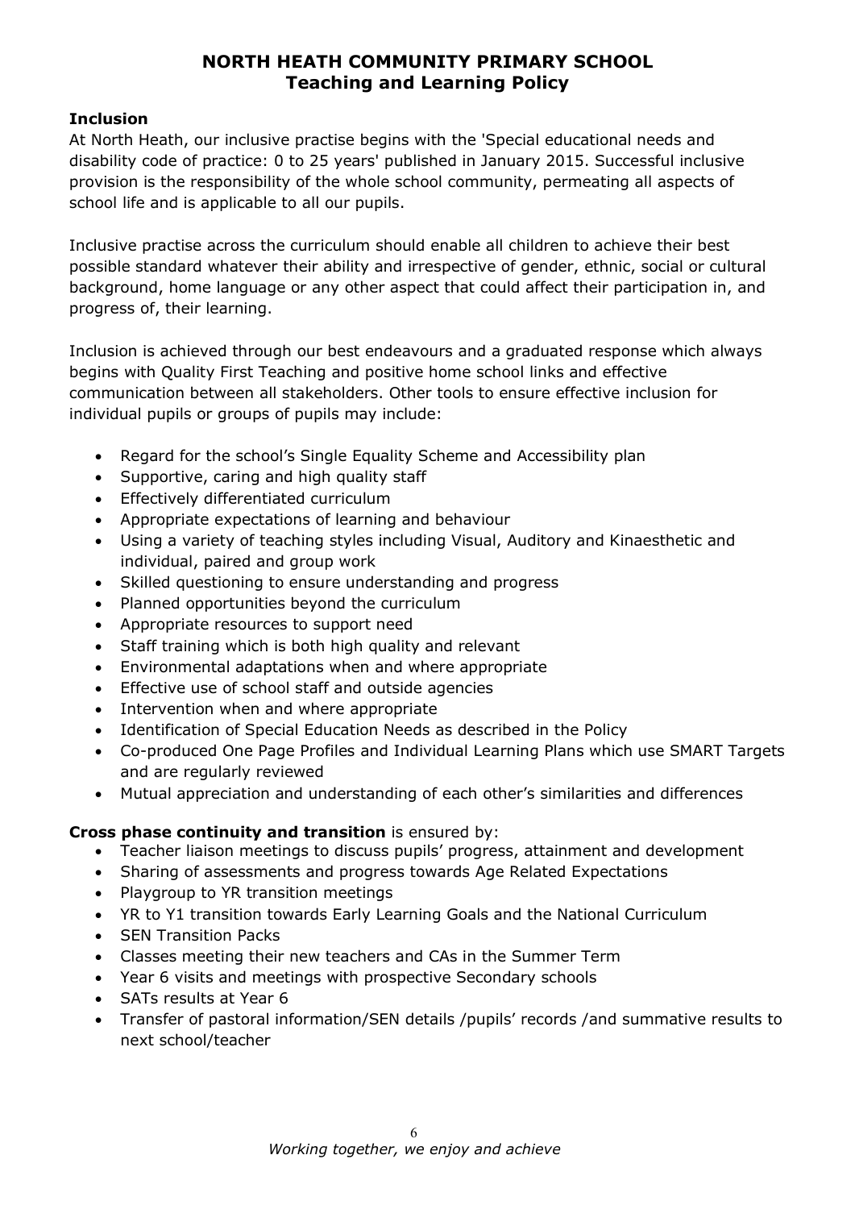# NORTH HEATH COMMUNITY PRIMARY SCHOOL
## Teaching and Learning Policy

### Inclusion

At North Heath, our inclusive practise begins with the 'Special educational needs and disability code of practice: 0 to 25 years' published in January 2015. Successful inclusive provision is the responsibility of the whole school community, permeating all aspects of school life and is applicable to all our pupils.

Inclusive practise across the curriculum should enable all children to achieve their best possible standard whatever their ability and irrespective of gender, ethnic, social or cultural background, home language or any other aspect that could affect their participation in, and progress of, their learning.

Inclusion is achieved through our best endeavours and a graduated response which always begins with Quality First Teaching and positive home school links and effective communication between all stakeholders. Other tools to ensure effective inclusion for individual pupils or groups of pupils may include:

- Regard for the school's Single Equality Scheme and Accessibility plan
- Supportive, caring and high quality staff
- Effectively differentiated curriculum
- Appropriate expectations of learning and behaviour
- Using a variety of teaching styles including Visual, Auditory and Kinaesthetic and individual, paired and group work
- Skilled questioning to ensure understanding and progress
- Planned opportunities beyond the curriculum
- Appropriate resources to support need
- Staff training which is both high quality and relevant
- Environmental adaptations when and where appropriate
- Effective use of school staff and outside agencies
- Intervention when and where appropriate
- Identification of Special Education Needs as described in the Policy
- Co-produced One Page Profiles and Individual Learning Plans which use SMART Targets and are regularly reviewed
- Mutual appreciation and understanding of each other's similarities and differences

**Cross phase continuity and transition** is ensured by:

- Teacher liaison meetings to discuss pupils' progress, attainment and development
- Sharing of assessments and progress towards Age Related Expectations
- Playgroup to YR transition meetings
- YR to Y1 transition towards Early Learning Goals and the National Curriculum
- SEN Transition Packs
- Classes meeting their new teachers and CAs in the Summer Term
- Year 6 visits and meetings with prospective Secondary schools
- SATs results at Year 6
- Transfer of pastoral information/SEN details /pupils' records /and summative results to next school/teacher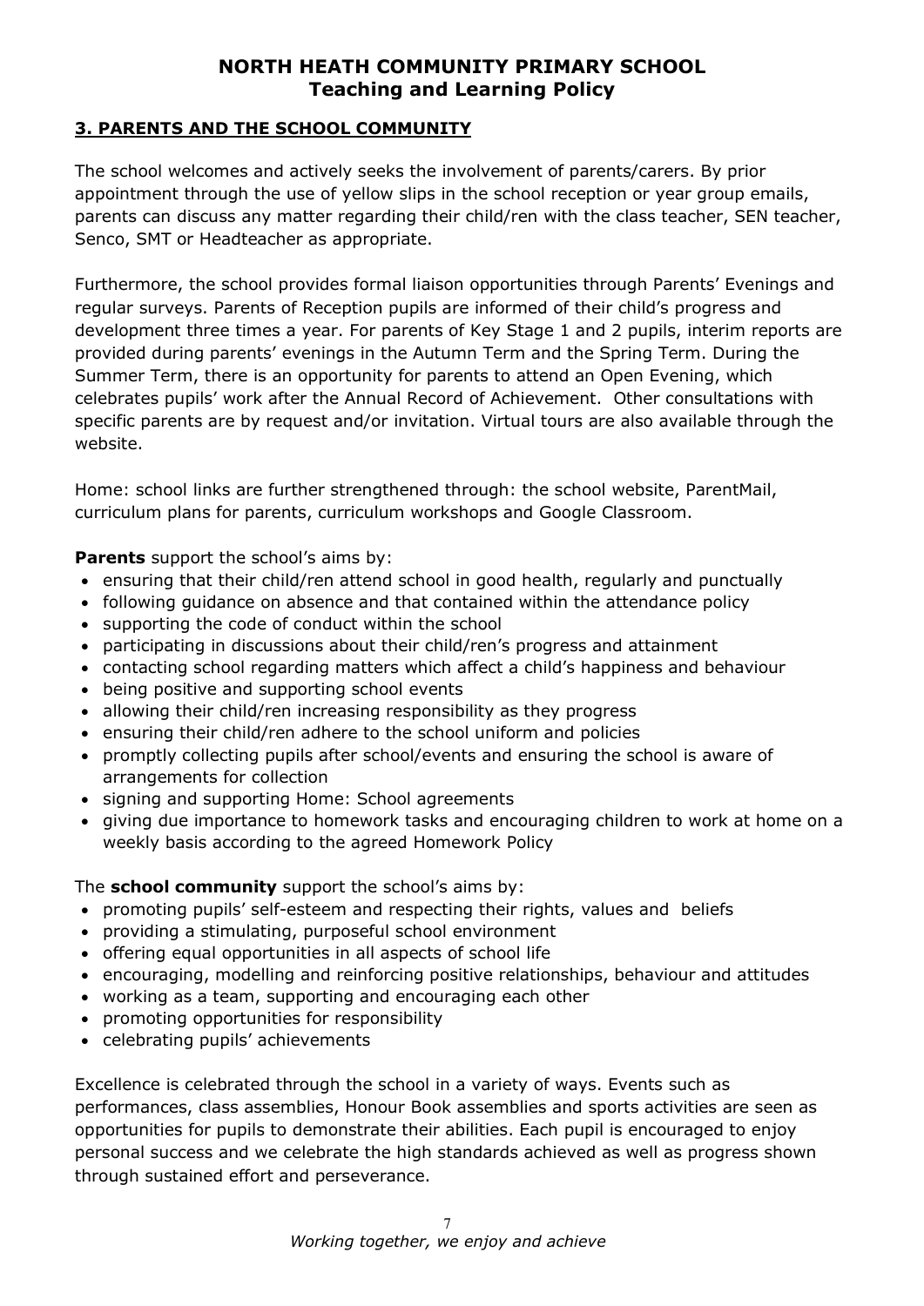## 3. PARENTS AND THE SCHOOL COMMUNITY

The school welcomes and actively seeks the involvement of parents/carers. By prior appointment through the use of yellow slips in the school reception or year group emails, parents can discuss any matter regarding their child/ren with the class teacher, SEN teacher, Senco, SMT or Headteacher as appropriate.

Furthermore, the school provides formal liaison opportunities through Parents' Evenings and regular surveys. Parents of Reception pupils are informed of their child's progress and development three times a year. For parents of Key Stage 1 and 2 pupils, interim reports are provided during parents' evenings in the Autumn Term and the Spring Term. During the Summer Term, there is an opportunity for parents to attend an Open Evening, which celebrates pupils' work after the Annual Record of Achievement. Other consultations with specific parents are by request and/or invitation. Virtual tours are also available through the website.

Home: school links are further strengthened through: the school website, ParentMail, curriculum plans for parents, curriculum workshops and Google Classroom.

**Parents** support the school's aims by:

- ensuring that their child/ren attend school in good health, regularly and punctually
- following guidance on absence and that contained within the attendance policy
- supporting the code of conduct within the school
- participating in discussions about their child/ren's progress and attainment
- contacting school regarding matters which affect a child's happiness and behaviour
- being positive and supporting school events
- allowing their child/ren increasing responsibility as they progress
- ensuring their child/ren adhere to the school uniform and policies
- promptly collecting pupils after school/events and ensuring the school is aware of arrangements for collection
- signing and supporting Home: School agreements
- giving due importance to homework tasks and encouraging children to work at home on a weekly basis according to the agreed Homework Policy

The **school community** support the school's aims by:

- promoting pupils' self-esteem and respecting their rights, values and beliefs
- providing a stimulating, purposeful school environment
- offering equal opportunities in all aspects of school life
- encouraging, modelling and reinforcing positive relationships, behaviour and attitudes
- working as a team, supporting and encouraging each other
- promoting opportunities for responsibility
- celebrating pupils' achievements

Excellence is celebrated through the school in a variety of ways. Events such as performances, class assemblies, Honour Book assemblies and sports activities are seen as opportunities for pupils to demonstrate their abilities. Each pupil is encouraged to enjoy personal success and we celebrate the high standards achieved as well as progress shown through sustained effort and perseverance.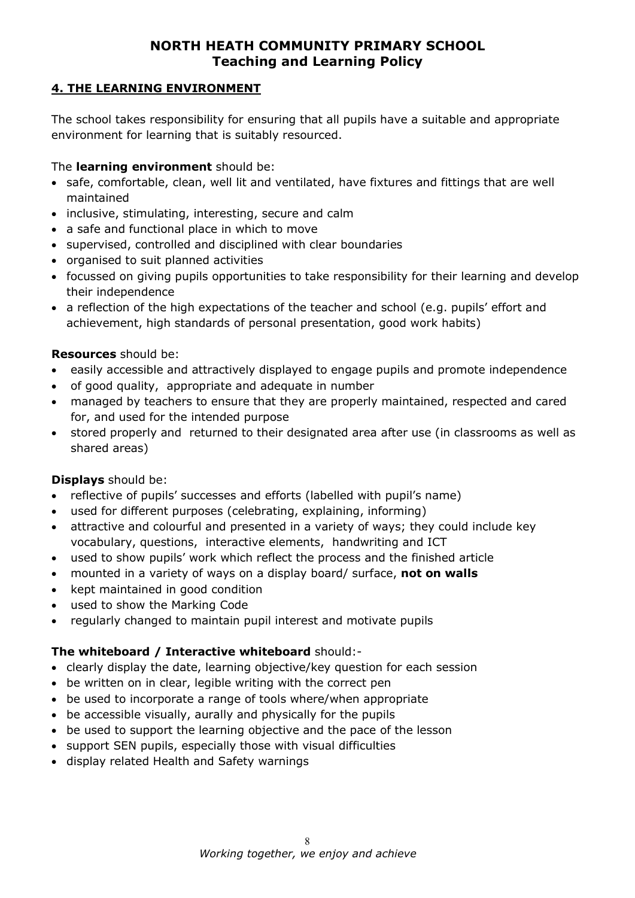# NORTH HEATH COMMUNITY PRIMARY SCHOOL
## Teaching and Learning Policy

### 4. THE LEARNING ENVIRONMENT

The school takes responsibility for ensuring that all pupils have a suitable and appropriate environment for learning that is suitably resourced.

The **learning environment** should be:

- safe, comfortable, clean, well lit and ventilated, have fixtures and fittings that are well maintained
- inclusive, stimulating, interesting, secure and calm
- a safe and functional place in which to move
- supervised, controlled and disciplined with clear boundaries
- organised to suit planned activities
- focussed on giving pupils opportunities to take responsibility for their learning and develop their independence
- a reflection of the high expectations of the teacher and school (e.g. pupils' effort and achievement, high standards of personal presentation, good work habits)

**Resources** should be:

- easily accessible and attractively displayed to engage pupils and promote independence
- of good quality, appropriate and adequate in number
- managed by teachers to ensure that they are properly maintained, respected and cared for, and used for the intended purpose
- stored properly and returned to their designated area after use (in classrooms as well as shared areas)

**Displays** should be:

- reflective of pupils' successes and efforts (labelled with pupil's name)
- used for different purposes (celebrating, explaining, informing)
- attractive and colourful and presented in a variety of ways; they could include key vocabulary, questions, interactive elements, handwriting and ICT
- used to show pupils' work which reflect the process and the finished article
- mounted in a variety of ways on a display board/ surface, **not on walls**
- kept maintained in good condition
- used to show the Marking Code
- regularly changed to maintain pupil interest and motivate pupils

**The whiteboard / Interactive whiteboard** should:-

- clearly display the date, learning objective/key question for each session
- be written on in clear, legible writing with the correct pen
- be used to incorporate a range of tools where/when appropriate
- be accessible visually, aurally and physically for the pupils
- be used to support the learning objective and the pace of the lesson
- support SEN pupils, especially those with visual difficulties
- display related Health and Safety warnings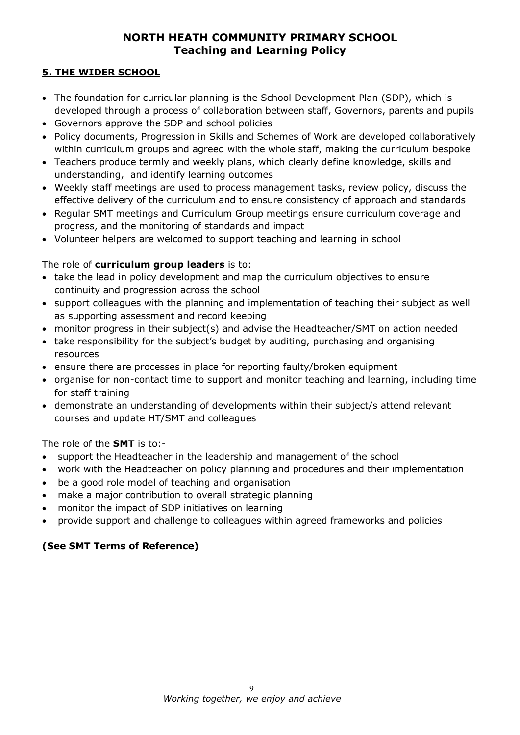# NORTH HEATH COMMUNITY PRIMARY SCHOOL
## Teaching and Learning Policy

### 5. THE WIDER SCHOOL

- The foundation for curricular planning is the School Development Plan (SDP), which is developed through a process of collaboration between staff, Governors, parents and pupils
- Governors approve the SDP and school policies
- Policy documents, Progression in Skills and Schemes of Work are developed collaboratively within curriculum groups and agreed with the whole staff, making the curriculum bespoke
- Teachers produce termly and weekly plans, which clearly define knowledge, skills and understanding, and identify learning outcomes
- Weekly staff meetings are used to process management tasks, review policy, discuss the effective delivery of the curriculum and to ensure consistency of approach and standards
- Regular SMT meetings and Curriculum Group meetings ensure curriculum coverage and progress, and the monitoring of standards and impact
- Volunteer helpers are welcomed to support teaching and learning in school

The role of **curriculum group leaders** is to:

- take the lead in policy development and map the curriculum objectives to ensure continuity and progression across the school
- support colleagues with the planning and implementation of teaching their subject as well as supporting assessment and record keeping
- monitor progress in their subject(s) and advise the Headteacher/SMT on action needed
- take responsibility for the subject's budget by auditing, purchasing and organising resources
- ensure there are processes in place for reporting faulty/broken equipment
- organise for non-contact time to support and monitor teaching and learning, including time for staff training
- demonstrate an understanding of developments within their subject/s attend relevant courses and update HT/SMT and colleagues

The role of the **SMT** is to:-

- support the Headteacher in the leadership and management of the school
- work with the Headteacher on policy planning and procedures and their implementation
- be a good role model of teaching and organisation
- make a major contribution to overall strategic planning
- monitor the impact of SDP initiatives on learning
- provide support and challenge to colleagues within agreed frameworks and policies

**(See SMT Terms of Reference)**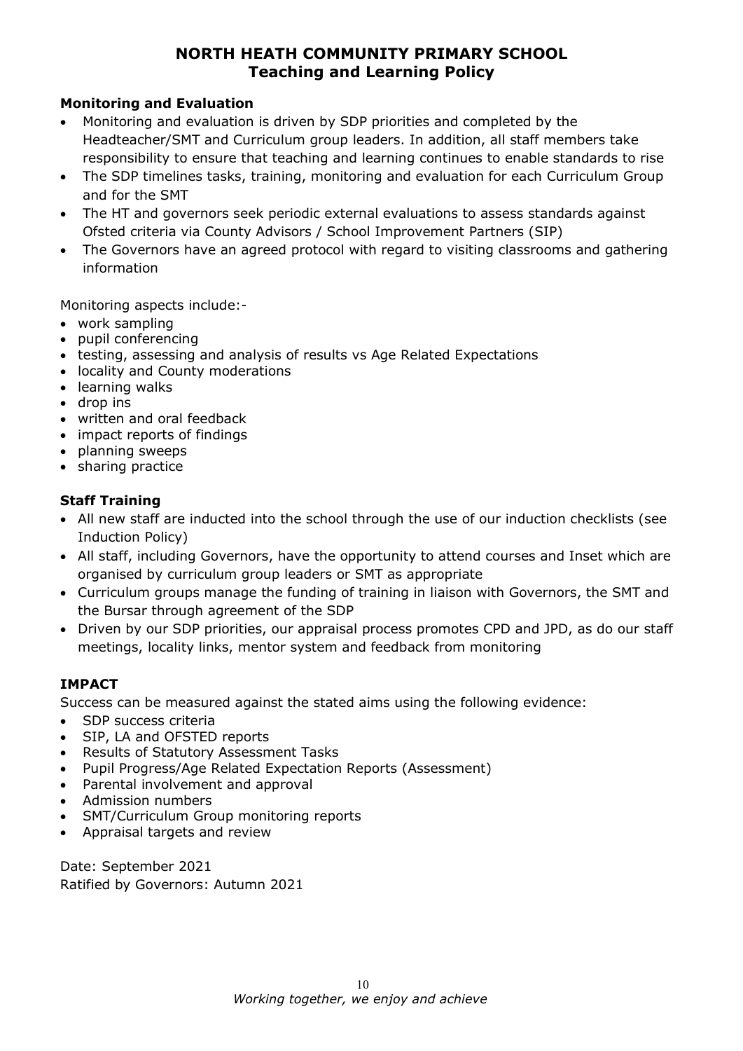# NORTH HEATH COMMUNITY PRIMARY SCHOOL
## Teaching and Learning Policy

### Monitoring and Evaluation

- Monitoring and evaluation is driven by SDP priorities and completed by the Headteacher/SMT and Curriculum group leaders. In addition, all staff members take responsibility to ensure that teaching and learning continues to enable standards to rise
- The SDP timelines tasks, training, monitoring and evaluation for each Curriculum Group and for the SMT
- The HT and governors seek periodic external evaluations to assess standards against Ofsted criteria via County Advisors / School Improvement Partners (SIP)
- The Governors have an agreed protocol with regard to visiting classrooms and gathering information

Monitoring aspects include:-

- work sampling
- pupil conferencing
- testing, assessing and analysis of results vs Age Related Expectations
- locality and County moderations
- learning walks
- drop ins
- written and oral feedback
- impact reports of findings
- planning sweeps
- sharing practice

### Staff Training

- All new staff are inducted into the school through the use of our induction checklists (see Induction Policy)
- All staff, including Governors, have the opportunity to attend courses and Inset which are organised by curriculum group leaders or SMT as appropriate
- Curriculum groups manage the funding of training in liaison with Governors, the SMT and the Bursar through agreement of the SDP
- Driven by our SDP priorities, our appraisal process promotes CPD and JPD, as do our staff meetings, locality links, mentor system and feedback from monitoring

### IMPACT

Success can be measured against the stated aims using the following evidence:

- SDP success criteria
- SIP, LA and OFSTED reports
- Results of Statutory Assessment Tasks
- Pupil Progress/Age Related Expectation Reports (Assessment)
- Parental involvement and approval
- Admission numbers
- SMT/Curriculum Group monitoring reports
- Appraisal targets and review

Date: September 2021
Ratified by Governors: Autumn 2021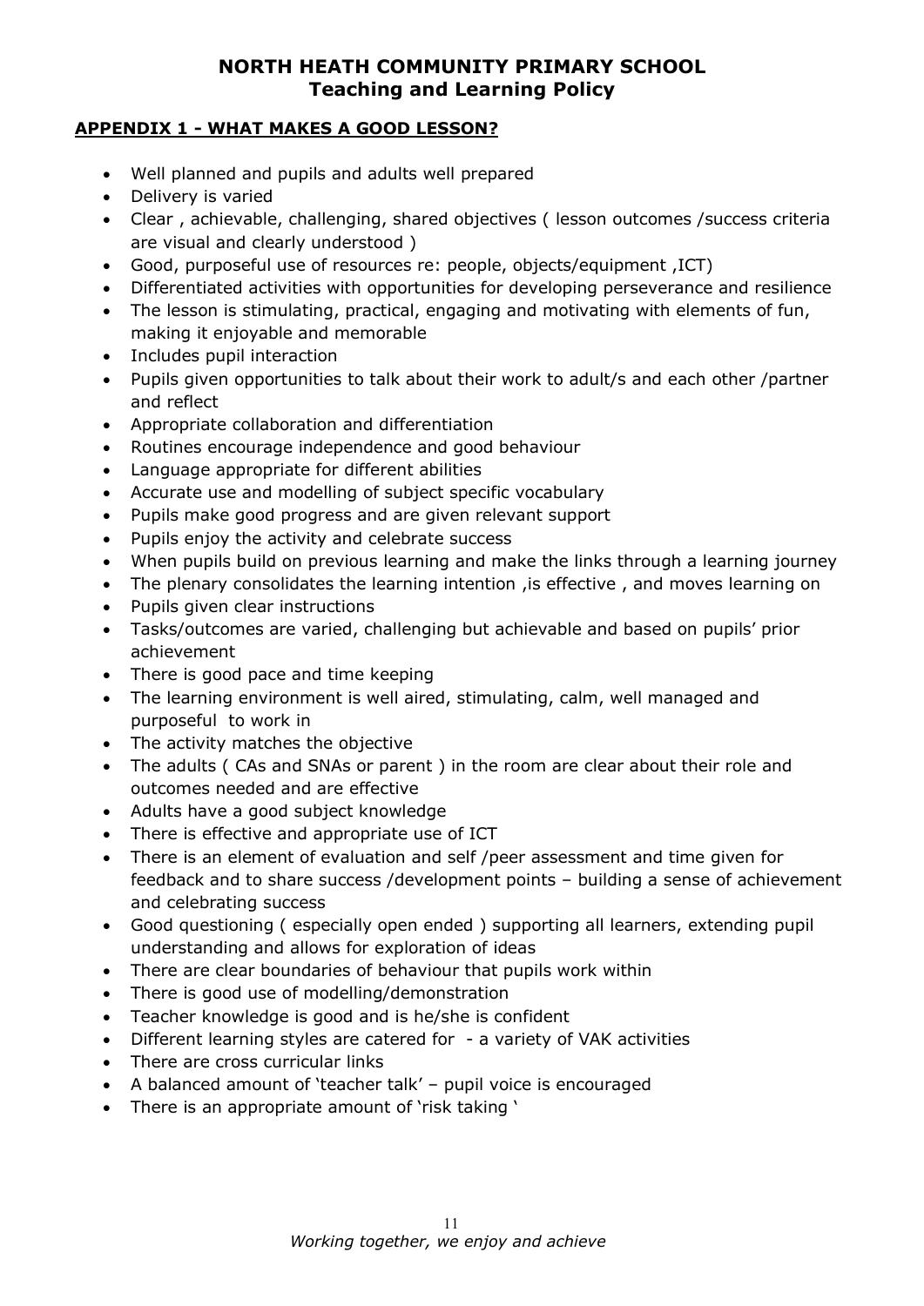# NORTH HEATH COMMUNITY PRIMARY SCHOOL
## Teaching and Learning Policy

### APPENDIX 1 - WHAT MAKES A GOOD LESSON?

- Well planned and pupils and adults well prepared
- Delivery is varied
- Clear , achievable, challenging, shared objectives ( lesson outcomes /success criteria are visual and clearly understood )
- Good, purposeful use of resources re: people, objects/equipment ,ICT)
- Differentiated activities with opportunities for developing perseverance and resilience
- The lesson is stimulating, practical, engaging and motivating with elements of fun, making it enjoyable and memorable
- Includes pupil interaction
- Pupils given opportunities to talk about their work to adult/s and each other /partner and reflect
- Appropriate collaboration and differentiation
- Routines encourage independence and good behaviour
- Language appropriate for different abilities
- Accurate use and modelling of subject specific vocabulary
- Pupils make good progress and are given relevant support
- Pupils enjoy the activity and celebrate success
- When pupils build on previous learning and make the links through a learning journey
- The plenary consolidates the learning intention ,is effective , and moves learning on
- Pupils given clear instructions
- Tasks/outcomes are varied, challenging but achievable and based on pupils' prior achievement
- There is good pace and time keeping
- The learning environment is well aired, stimulating, calm, well managed and purposeful to work in
- The activity matches the objective
- The adults ( CAs and SNAs or parent ) in the room are clear about their role and outcomes needed and are effective
- Adults have a good subject knowledge
- There is effective and appropriate use of ICT
- There is an element of evaluation and self /peer assessment and time given for feedback and to share success /development points – building a sense of achievement and celebrating success
- Good questioning ( especially open ended ) supporting all learners, extending pupil understanding and allows for exploration of ideas
- There are clear boundaries of behaviour that pupils work within
- There is good use of modelling/demonstration
- Teacher knowledge is good and is he/she is confident
- Different learning styles are catered for - a variety of VAK activities
- There are cross curricular links
- A balanced amount of 'teacher talk' – pupil voice is encouraged
- There is an appropriate amount of 'risk taking '

*Working together, we enjoy and achieve*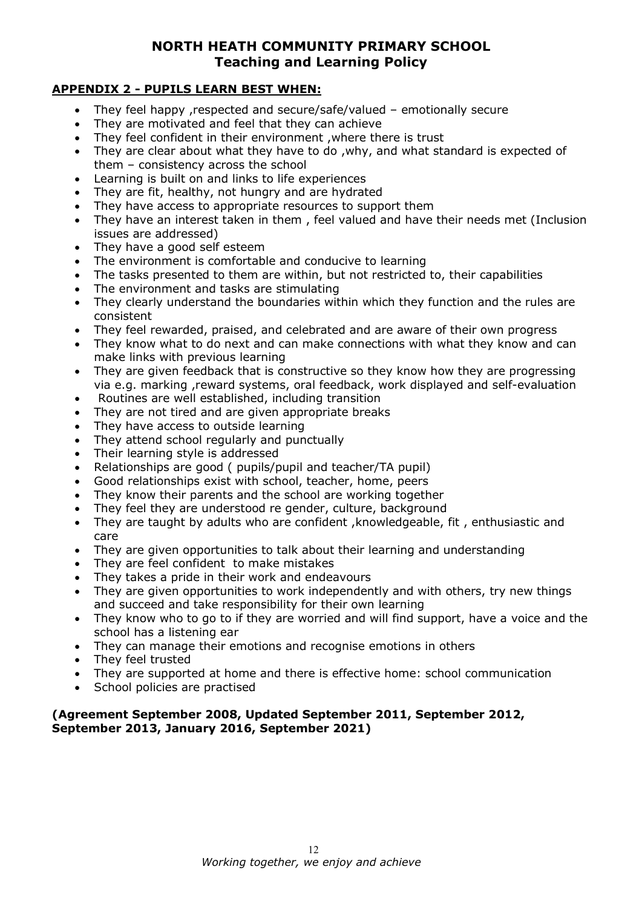# NORTH HEATH COMMUNITY PRIMARY SCHOOL
## Teaching and Learning Policy

### APPENDIX 2 - PUPILS LEARN BEST WHEN:

- They feel happy ,respected and secure/safe/valued – emotionally secure
- They are motivated and feel that they can achieve
- They feel confident in their environment ,where there is trust
- They are clear about what they have to do ,why, and what standard is expected of them – consistency across the school
- Learning is built on and links to life experiences
- They are fit, healthy, not hungry and are hydrated
- They have access to appropriate resources to support them
- They have an interest taken in them , feel valued and have their needs met (Inclusion issues are addressed)
- They have a good self esteem
- The environment is comfortable and conducive to learning
- The tasks presented to them are within, but not restricted to, their capabilities
- The environment and tasks are stimulating
- They clearly understand the boundaries within which they function and the rules are consistent
- They feel rewarded, praised, and celebrated and are aware of their own progress
- They know what to do next and can make connections with what they know and can make links with previous learning
- They are given feedback that is constructive so they know how they are progressing via e.g. marking ,reward systems, oral feedback, work displayed and self-evaluation
- Routines are well established, including transition
- They are not tired and are given appropriate breaks
- They have access to outside learning
- They attend school regularly and punctually
- Their learning style is addressed
- Relationships are good ( pupils/pupil and teacher/TA pupil)
- Good relationships exist with school, teacher, home, peers
- They know their parents and the school are working together
- They feel they are understood re gender, culture, background
- They are taught by adults who are confident ,knowledgeable, fit , enthusiastic and care
- They are given opportunities to talk about their learning and understanding
- They are feel confident to make mistakes
- They takes a pride in their work and endeavours
- They are given opportunities to work independently and with others, try new things and succeed and take responsibility for their own learning
- They know who to go to if they are worried and will find support, have a voice and the school has a listening ear
- They can manage their emotions and recognise emotions in others
- They feel trusted
- They are supported at home and there is effective home: school communication
- School policies are practised

**(Agreement September 2008, Updated September 2011, September 2012, September 2013, January 2016, September 2021)**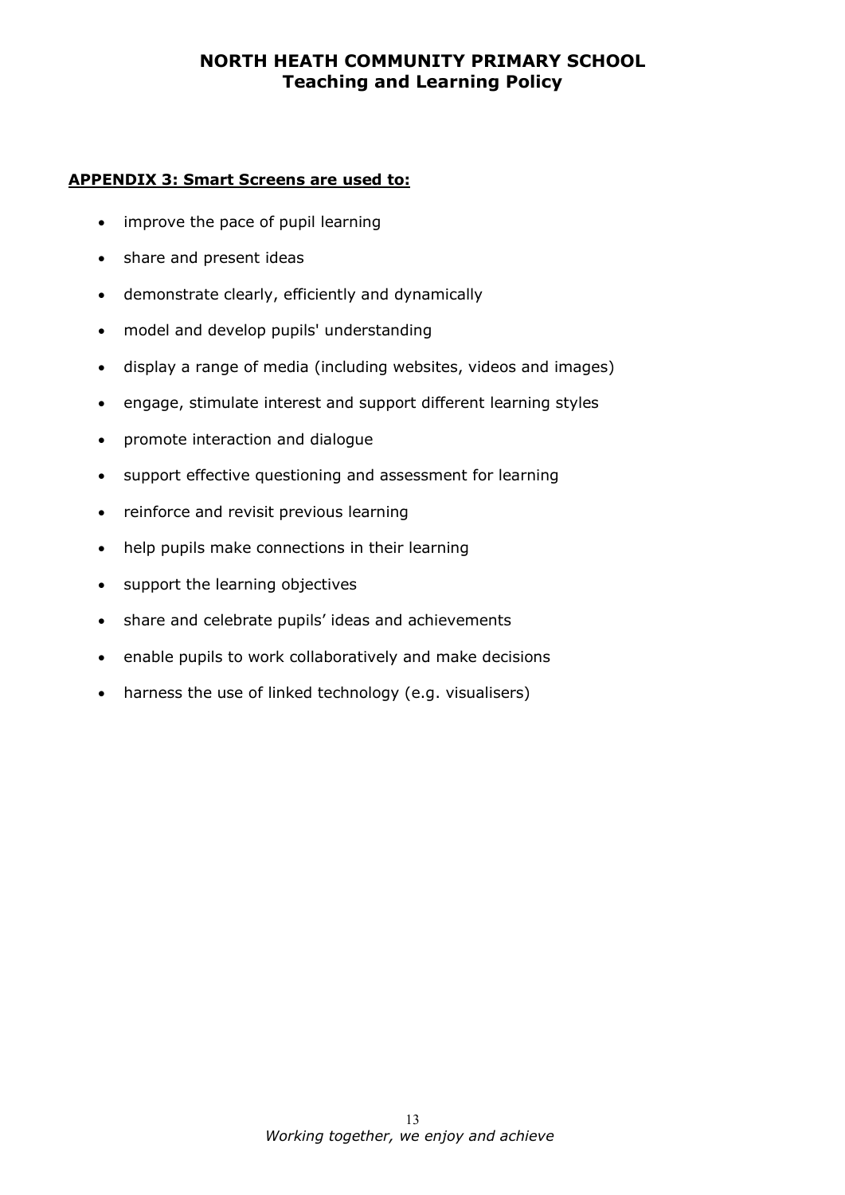## APPENDIX 3: Smart Screens are used to:

- improve the pace of pupil learning
- share and present ideas
- demonstrate clearly, efficiently and dynamically
- model and develop pupils' understanding
- display a range of media (including websites, videos and images)
- engage, stimulate interest and support different learning styles
- promote interaction and dialogue
- support effective questioning and assessment for learning
- reinforce and revisit previous learning
- help pupils make connections in their learning
- support the learning objectives
- share and celebrate pupils' ideas and achievements
- enable pupils to work collaboratively and make decisions
- harness the use of linked technology (e.g. visualisers)